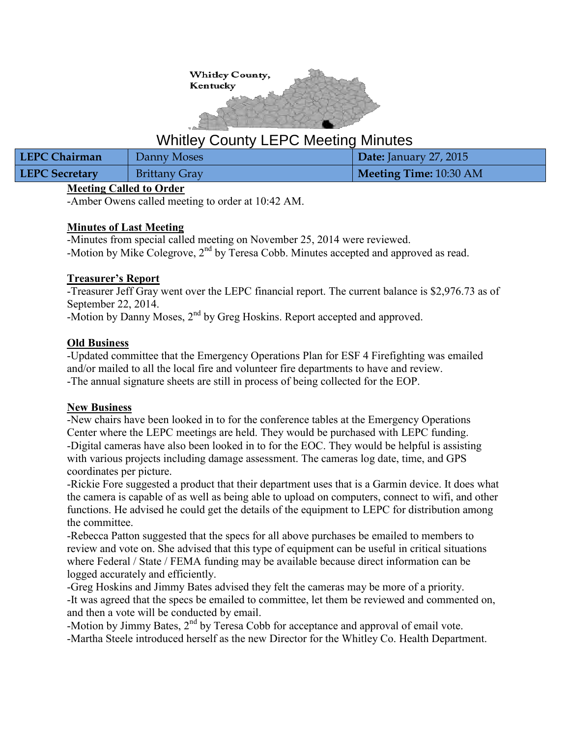Whitley County, Kentucky

# Whitley County LEPC Meeting Minutes

| LEPC Chairman | Danny Moses | Date: January 27, 2015 |
|---|---|---|
| LEPC Secretary | Brittany Gray | Meeting Time: 10:30 AM |

**Meeting Called to Order**

-Amber Owens called meeting to order at 10:42 AM.

**Minutes of Last Meeting**

-Minutes from special called meeting on November 25, 2014 were reviewed.
-Motion by Mike Colegrove, 2nd by Teresa Cobb. Minutes accepted and approved as read.

**Treasurer's Report**

-Treasurer Jeff Gray went over the LEPC financial report. The current balance is $2,976.73 as of September 22, 2014.
-Motion by Danny Moses, 2nd by Greg Hoskins. Report accepted and approved.

**Old Business**

-Updated committee that the Emergency Operations Plan for ESF 4 Firefighting was emailed and/or mailed to all the local fire and volunteer fire departments to have and review.
-The annual signature sheets are still in process of being collected for the EOP.

**New Business**

-New chairs have been looked in to for the conference tables at the Emergency Operations Center where the LEPC meetings are held. They would be purchased with LEPC funding.
-Digital cameras have also been looked in to for the EOC. They would be helpful is assisting with various projects including damage assessment. The cameras log date, time, and GPS coordinates per picture.
-Rickie Fore suggested a product that their department uses that is a Garmin device. It does what the camera is capable of as well as being able to upload on computers, connect to wifi, and other functions. He advised he could get the details of the equipment to LEPC for distribution among the committee.
-Rebecca Patton suggested that the specs for all above purchases be emailed to members to review and vote on. She advised that this type of equipment can be useful in critical situations where Federal / State / FEMA funding may be available because direct information can be logged accurately and efficiently.
-Greg Hoskins and Jimmy Bates advised they felt the cameras may be more of a priority.
-It was agreed that the specs be emailed to committee, let them be reviewed and commented on, and then a vote will be conducted by email.
-Motion by Jimmy Bates, 2nd by Teresa Cobb for acceptance and approval of email vote.
-Martha Steele introduced herself as the new Director for the Whitley Co. Health Department.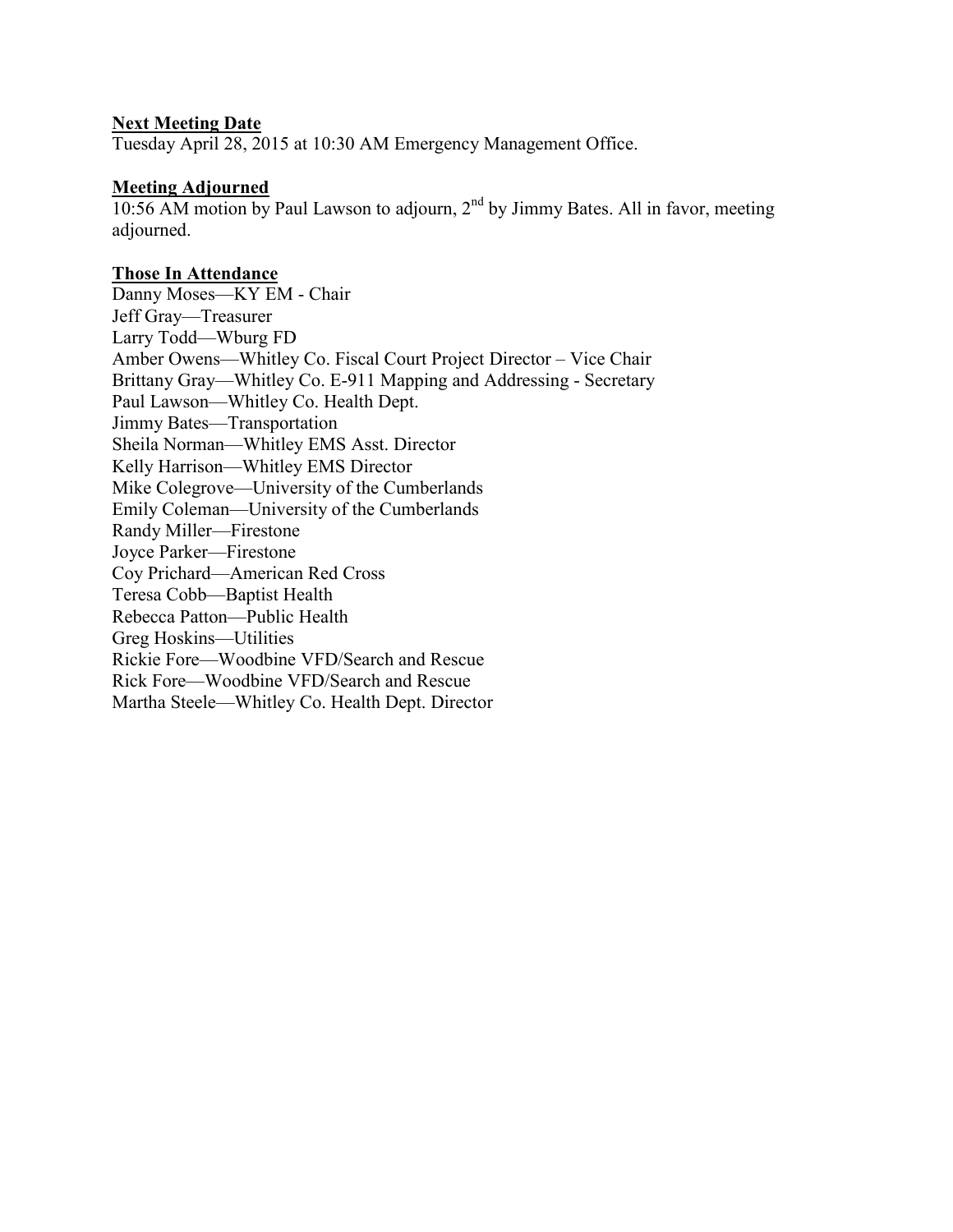**Next Meeting Date**

Tuesday April 28, 2015 at 10:30 AM Emergency Management Office.

**Meeting Adjourned**

10:56 AM motion by Paul Lawson to adjourn, 2nd by Jimmy Bates. All in favor, meeting adjourned.

**Those In Attendance**

Danny Moses—KY EM - Chair
Jeff Gray—Treasurer
Larry Todd—Wburg FD
Amber Owens—Whitley Co. Fiscal Court Project Director – Vice Chair
Brittany Gray—Whitley Co. E-911 Mapping and Addressing - Secretary
Paul Lawson—Whitley Co. Health Dept.
Jimmy Bates—Transportation
Sheila Norman—Whitley EMS Asst. Director
Kelly Harrison—Whitley EMS Director
Mike Colegrove—University of the Cumberlands
Emily Coleman—University of the Cumberlands
Randy Miller—Firestone
Joyce Parker—Firestone
Coy Prichard—American Red Cross
Teresa Cobb—Baptist Health
Rebecca Patton—Public Health
Greg Hoskins—Utilities
Rickie Fore—Woodbine VFD/Search and Rescue
Rick Fore—Woodbine VFD/Search and Rescue
Martha Steele—Whitley Co. Health Dept. Director